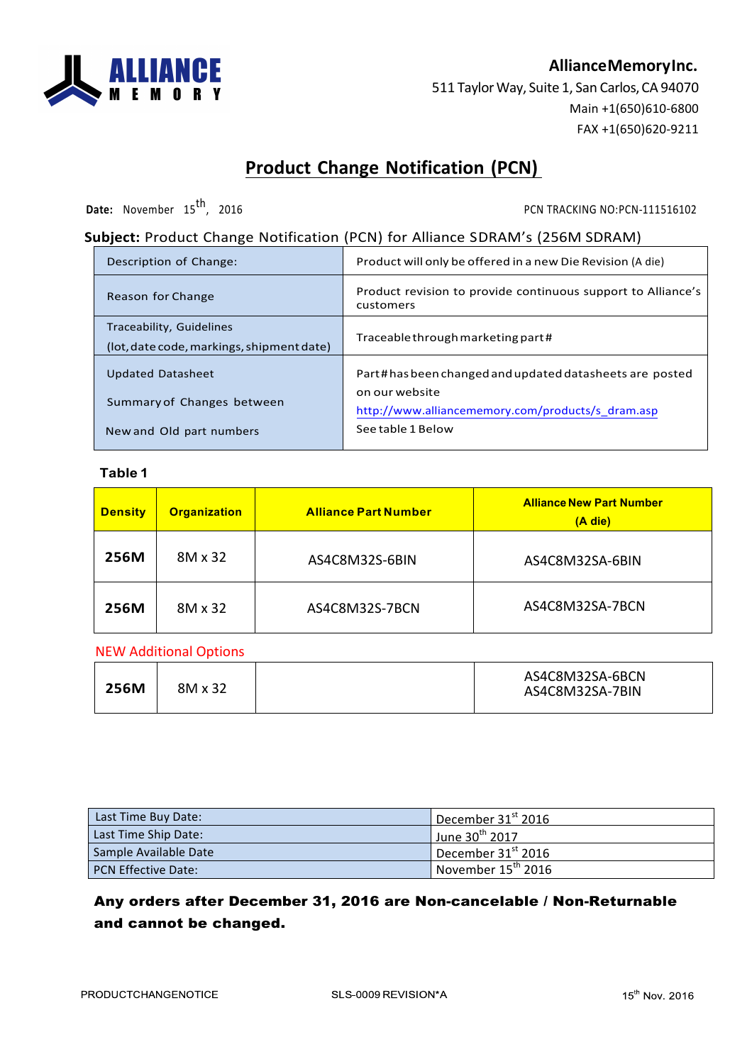**ALLIANCE MEMORY**

**AllianceMemoryInc.**
511 Taylor Way, Suite 1, San Carlos, CA 94070
Main +1(650)610-6800
FAX +1(650)620-9211

# Product Change Notification (PCN)

**Date:** November 15th, 2016

PCN TRACKING NO:PCN-111516102

**Subject:** Product Change Notification (PCN) for Alliance SDRAM's (256M SDRAM)

| | |
|---|---|
| Description of Change: | Product will only be offered in a new Die Revision (A die) |
| Reason for Change | Product revision to provide continuous support to Alliance's customers |
| Traceability, Guidelines (lot, date code, markings, shipment date) | Traceable through marketing part# |
| Updated Datasheet<br>Summary of Changes between<br>New and Old part numbers | Part# has been changed and updated datasheets are posted on our website http://www.alliancememory.com/products/s_dram.asp<br>See table 1 Below |

**Table 1**

| Density | Organization | Alliance Part Number | Alliance New Part Number (A die) |
|---|---|---|---|
| 256M | 8M x 32 | AS4C8M32S-6BIN | AS4C8M32SA-6BIN |
| 256M | 8M x 32 | AS4C8M32S-7BCN | AS4C8M32SA-7BCN |

NEW Additional Options

| | | | |
|---|---|---|---|
| 256M | 8M x 32 | | AS4C8M32SA-6BCN<br>AS4C8M32SA-7BIN |

| | |
|---|---|
| Last Time Buy Date: | December 31st 2016 |
| Last Time Ship Date: | June 30th 2017 |
| Sample Available Date | December 31st 2016 |
| PCN Effective Date: | November 15th 2016 |

**Any orders after December 31, 2016 are Non-cancelable / Non-Returnable and cannot be changed.**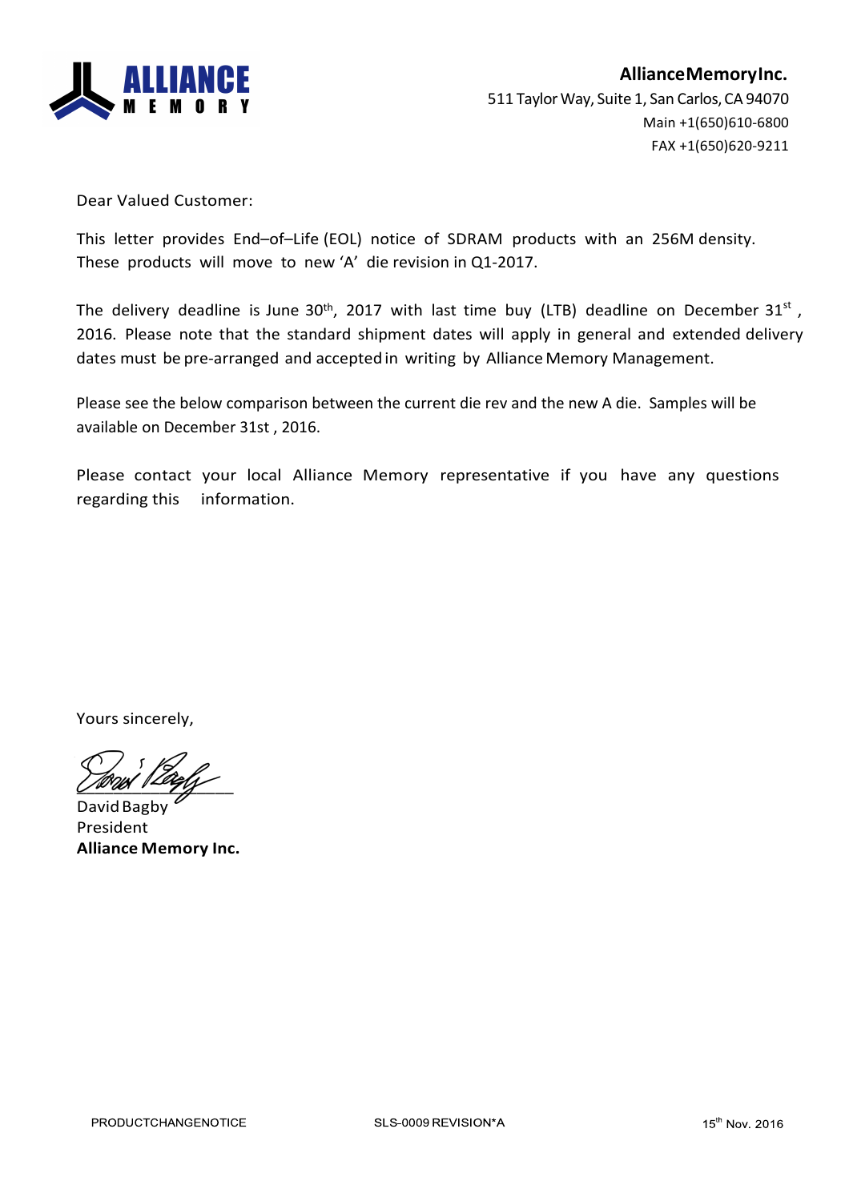**AllianceMemoryInc.**
511 Taylor Way, Suite 1, San Carlos, CA 94070
Main +1(650)610-6800
FAX +1(650)620-9211

Dear Valued Customer:

This letter provides End–of–Life (EOL) notice of SDRAM products with an 256M density. These products will move to new ‘A’ die revision in Q1-2017.

The delivery deadline is June 30th, 2017 with last time buy (LTB) deadline on December 31st , 2016. Please note that the standard shipment dates will apply in general and extended delivery dates must be pre-arranged and accepted in writing by Alliance Memory Management.

Please see the below comparison between the current die rev and the new A die. Samples will be available on December 31st , 2016.

Please contact your local Alliance Memory representative if you have any questions regarding this information.

Yours sincerely,

David Bagby
President
**Alliance Memory Inc.**

PRODUCTCHANGENOTICE SLS-0009 REVISION*A 15th Nov. 2016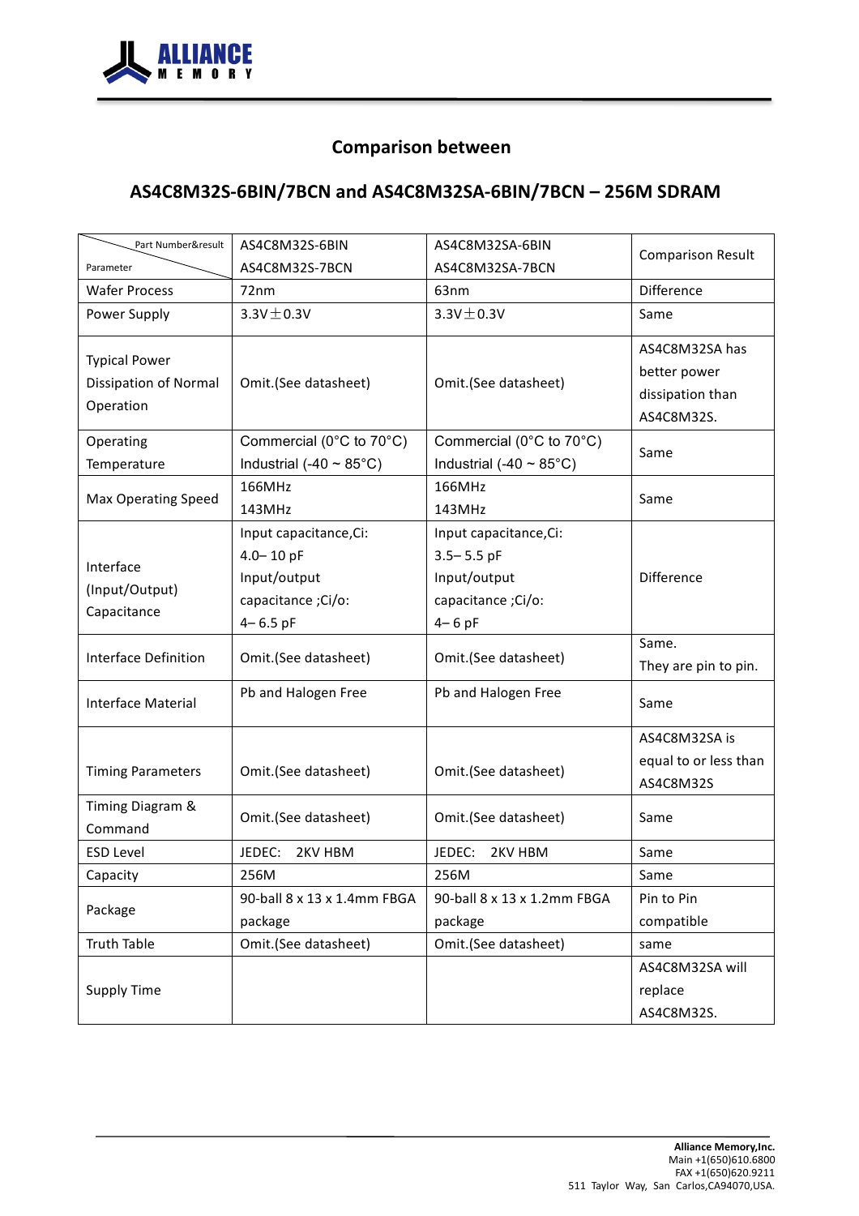## Comparison between

## AS4C8M32S-6BIN/7BCN and AS4C8M32SA-6BIN/7BCN – 256M SDRAM

| Parameter \ Part Number&result | AS4C8M32S-6BIN<br>AS4C8M32S-7BCN | AS4C8M32SA-6BIN<br>AS4C8M32SA-7BCN | Comparison Result |
|---|---|---|---|
| Wafer Process | 72nm | 63nm | Difference |
| Power Supply | 3.3V±0.3V | 3.3V±0.3V | Same |
| Typical Power Dissipation of Normal Operation | Omit.(See datasheet) | Omit.(See datasheet) | AS4C8M32SA has better power dissipation than AS4C8M32S. |
| Operating Temperature | Commercial (0°C to 70°C)<br>Industrial (-40 ~ 85°C) | Commercial (0°C to 70°C)<br>Industrial (-40 ~ 85°C) | Same |
| Max Operating Speed | 166MHz<br>143MHz | 166MHz<br>143MHz | Same |
| Interface (Input/Output) Capacitance | Input capacitance,Ci:<br>4.0– 10 pF<br>Input/output capacitance ;Ci/o:<br>4– 6.5 pF | Input capacitance,Ci:<br>3.5– 5.5 pF<br>Input/output capacitance ;Ci/o:<br>4– 6 pF | Difference |
| Interface Definition | Omit.(See datasheet) | Omit.(See datasheet) | Same.<br>They are pin to pin. |
| Interface Material | Pb and Halogen Free | Pb and Halogen Free | Same |
| Timing Parameters | Omit.(See datasheet) | Omit.(See datasheet) | AS4C8M32SA is equal to or less than AS4C8M32S |
| Timing Diagram & Command | Omit.(See datasheet) | Omit.(See datasheet) | Same |
| ESD Level | JEDEC: 2KV HBM | JEDEC: 2KV HBM | Same |
| Capacity | 256M | 256M | Same |
| Package | 90-ball 8 x 13 x 1.4mm FBGA package | 90-ball 8 x 13 x 1.2mm FBGA package | Pin to Pin compatible |
| Truth Table | Omit.(See datasheet) | Omit.(See datasheet) | same |
| Supply Time | | | AS4C8M32SA will replace AS4C8M32S. |

**Alliance Memory,Inc.**
Main +1(650)610.6800
FAX +1(650)620.9211
511 Taylor Way, San Carlos,CA94070,USA.